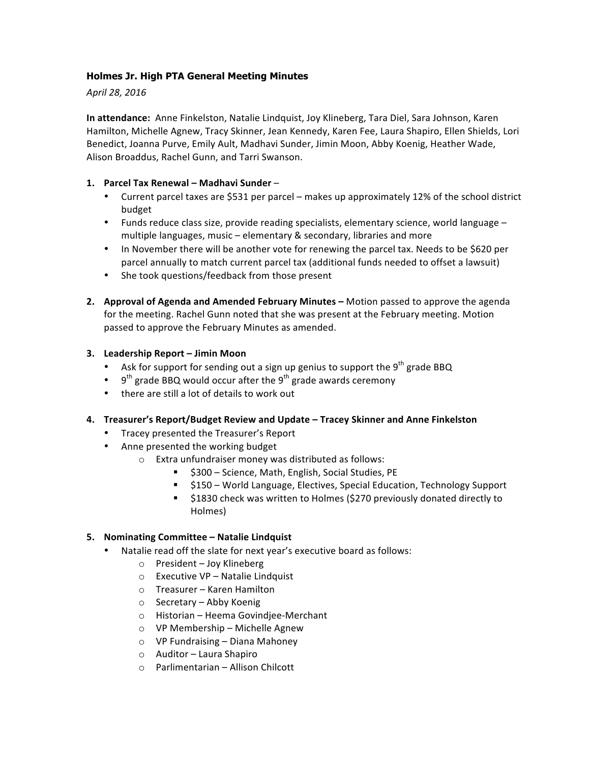**Holmes Jr. High PTA General Meeting Minutes**

*April 28, 2016*

**In attendance:** Anne Finkelston, Natalie Lindquist, Joy Klineberg, Tara Diel, Sara Johnson, Karen Hamilton, Michelle Agnew, Tracy Skinner, Jean Kennedy, Karen Fee, Laura Shapiro, Ellen Shields, Lori Benedict, Joanna Purve, Emily Ault, Madhavi Sunder, Jimin Moon, Abby Koenig, Heather Wade, Alison Broaddus, Rachel Gunn, and Tarri Swanson.

1. **Parcel Tax Renewal – Madhavi Sunder** –
   - Current parcel taxes are $531 per parcel – makes up approximately 12% of the school district budget
   - Funds reduce class size, provide reading specialists, elementary science, world language – multiple languages, music – elementary & secondary, libraries and more
   - In November there will be another vote for renewing the parcel tax. Needs to be $620 per parcel annually to match current parcel tax (additional funds needed to offset a lawsuit)
   - She took questions/feedback from those present

2. **Approval of Agenda and Amended February Minutes –** Motion passed to approve the agenda for the meeting. Rachel Gunn noted that she was present at the February meeting. Motion passed to approve the February Minutes as amended.

3. **Leadership Report – Jimin Moon**
   - Ask for support for sending out a sign up genius to support the 9th grade BBQ
   - 9th grade BBQ would occur after the 9th grade awards ceremony
   - there are still a lot of details to work out

4. **Treasurer's Report/Budget Review and Update – Tracey Skinner and Anne Finkelston**
   - Tracey presented the Treasurer's Report
   - Anne presented the working budget
     - Extra unfundraiser money was distributed as follows:
       - $300 – Science, Math, English, Social Studies, PE
       - $150 – World Language, Electives, Special Education, Technology Support
       - $1830 check was written to Holmes ($270 previously donated directly to Holmes)

5. **Nominating Committee – Natalie Lindquist**
   - Natalie read off the slate for next year's executive board as follows:
     - President – Joy Klineberg
     - Executive VP – Natalie Lindquist
     - Treasurer – Karen Hamilton
     - Secretary – Abby Koenig
     - Historian – Heema Govindjee-Merchant
     - VP Membership – Michelle Agnew
     - VP Fundraising – Diana Mahoney
     - Auditor – Laura Shapiro
     - Parlimentarian – Allison Chilcott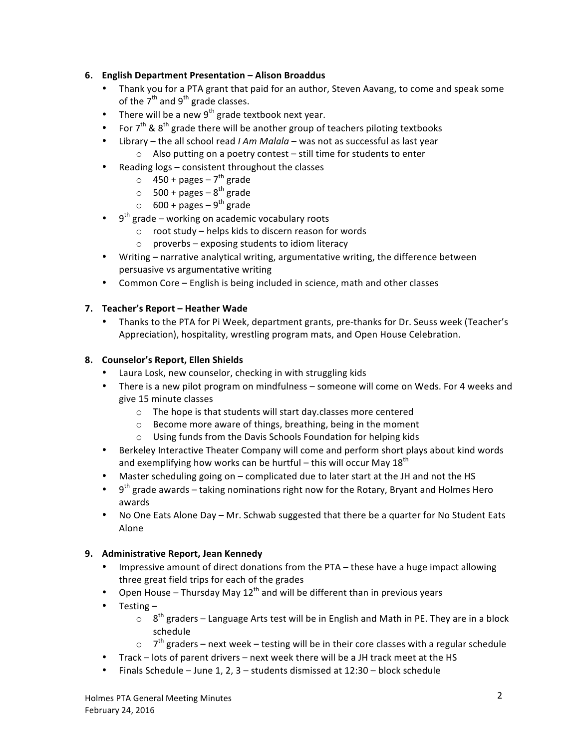6. **English Department Presentation – Alison Broaddus**
    - Thank you for a PTA grant that paid for an author, Steven Aavang, to come and speak some of the 7th and 9th grade classes.
    - There will be a new 9th grade textbook next year.
    - For 7th & 8th grade there will be another group of teachers piloting textbooks
    - Library – the all school read *I Am Malala* – was not as successful as last year
        - Also putting on a poetry contest – still time for students to enter
    - Reading logs – consistent throughout the classes
        - 450 + pages – 7th grade
        - 500 + pages – 8th grade
        - 600 + pages – 9th grade
    - 9th grade – working on academic vocabulary roots
        - root study – helps kids to discern reason for words
        - proverbs – exposing students to idiom literacy
    - Writing – narrative analytical writing, argumentative writing, the difference between persuasive vs argumentative writing
    - Common Core – English is being included in science, math and other classes

7. **Teacher's Report – Heather Wade**
    - Thanks to the PTA for Pi Week, department grants, pre-thanks for Dr. Seuss week (Teacher's Appreciation), hospitality, wrestling program mats, and Open House Celebration.

8. **Counselor's Report, Ellen Shields**
    - Laura Losk, new counselor, checking in with struggling kids
    - There is a new pilot program on mindfulness – someone will come on Weds. For 4 weeks and give 15 minute classes
        - The hope is that students will start day.classes more centered
        - Become more aware of things, breathing, being in the moment
        - Using funds from the Davis Schools Foundation for helping kids
    - Berkeley Interactive Theater Company will come and perform short plays about kind words and exemplifying how works can be hurtful – this will occur May 18th
    - Master scheduling going on – complicated due to later start at the JH and not the HS
    - 9th grade awards – taking nominations right now for the Rotary, Bryant and Holmes Hero awards
    - No One Eats Alone Day – Mr. Schwab suggested that there be a quarter for No Student Eats Alone

9. **Administrative Report, Jean Kennedy**
    - Impressive amount of direct donations from the PTA – these have a huge impact allowing three great field trips for each of the grades
    - Open House – Thursday May 12th and will be different than in previous years
    - Testing –
        - 8th graders – Language Arts test will be in English and Math in PE. They are in a block schedule
        - 7th graders – next week – testing will be in their core classes with a regular schedule
    - Track – lots of parent drivers – next week there will be a JH track meet at the HS
    - Finals Schedule – June 1, 2, 3 – students dismissed at 12:30 – block schedule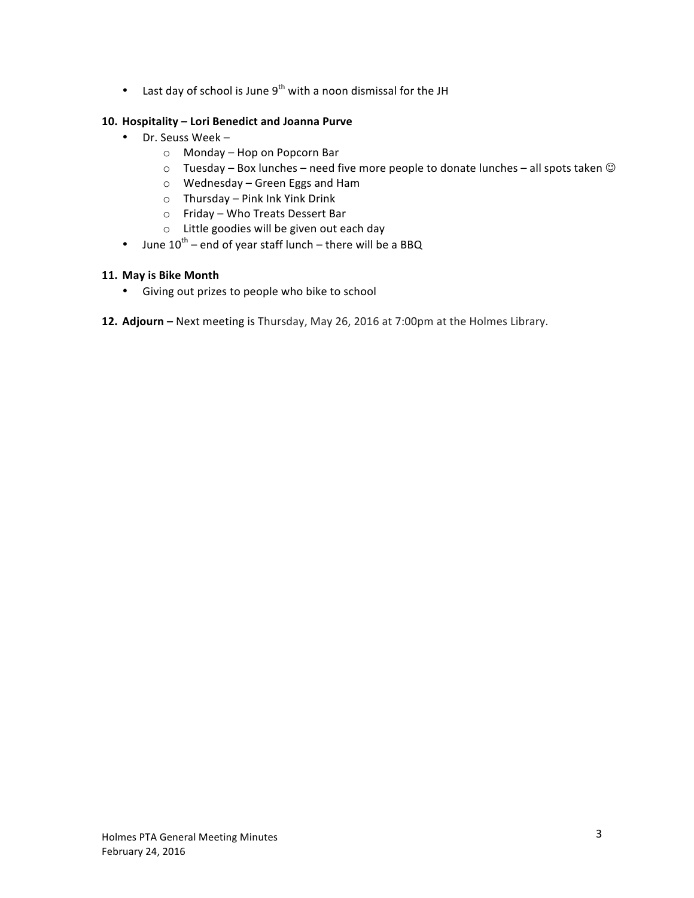- Last day of school is June 9th with a noon dismissal for the JH

**10. Hospitality – Lori Benedict and Joanna Purve**

- Dr. Seuss Week –
  - Monday – Hop on Popcorn Bar
  - Tuesday – Box lunches – need five more people to donate lunches – all spots taken ☺
  - Wednesday – Green Eggs and Ham
  - Thursday – Pink Ink Yink Drink
  - Friday – Who Treats Dessert Bar
  - Little goodies will be given out each day
- June 10th – end of year staff lunch – there will be a BBQ

**11. May is Bike Month**

- Giving out prizes to people who bike to school

**12. Adjourn –** Next meeting is Thursday, May 26, 2016 at 7:00pm at the Holmes Library.